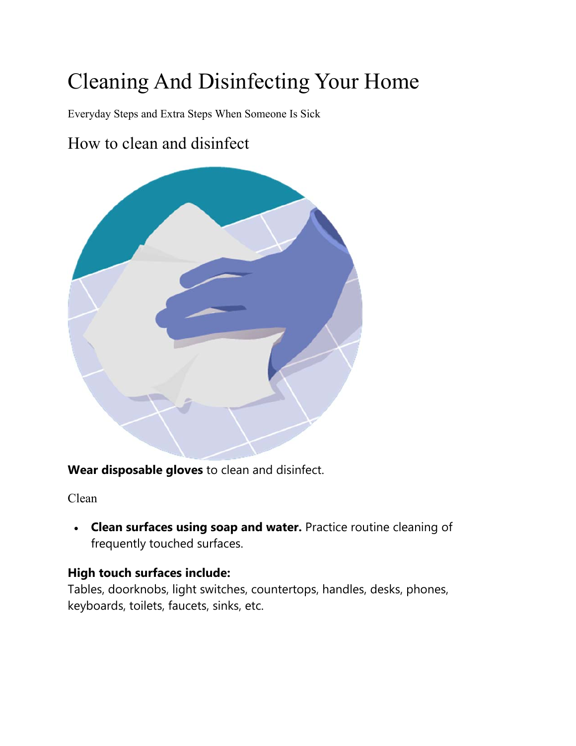# Cleaning And Disinfecting Your Home

Everyday Steps and Extra Steps When Someone Is Sick

## How to clean and disinfect

**Wear disposable gloves** to clean and disinfect.

Clean

- **Clean surfaces using soap and water.** Practice routine cleaning of frequently touched surfaces.

**High touch surfaces include:**
Tables, doorknobs, light switches, countertops, handles, desks, phones, keyboards, toilets, faucets, sinks, etc.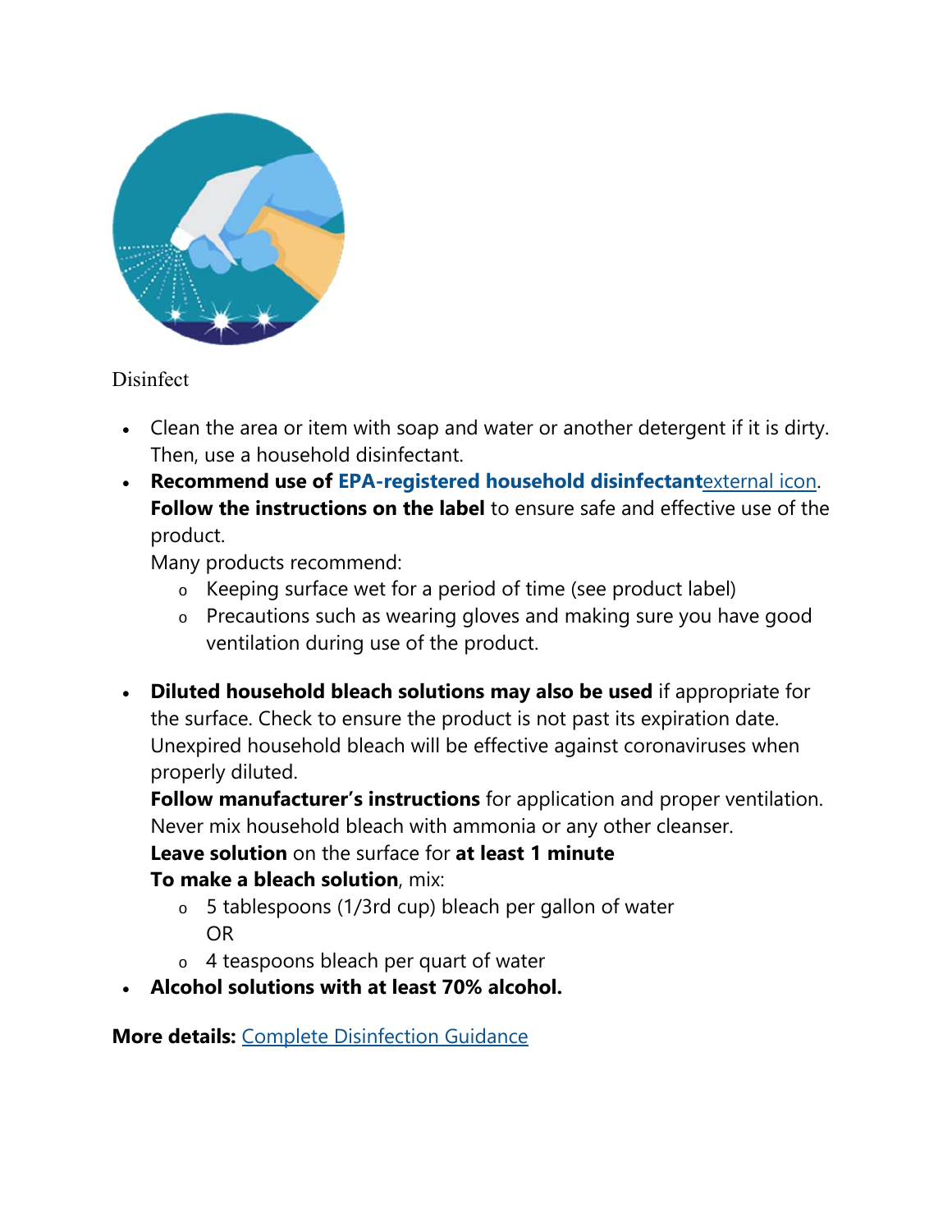Disinfect

- Clean the area or item with soap and water or another detergent if it is dirty. Then, use a household disinfectant.
- **Recommend use of EPA-registered household disinfectant**external icon. **Follow the instructions on the label** to ensure safe and effective use of the product.
  Many products recommend:
  - Keeping surface wet for a period of time (see product label)
  - Precautions such as wearing gloves and making sure you have good ventilation during use of the product.
- **Diluted household bleach solutions may also be used** if appropriate for the surface. Check to ensure the product is not past its expiration date. Unexpired household bleach will be effective against coronaviruses when properly diluted.
  **Follow manufacturer's instructions** for application and proper ventilation. Never mix household bleach with ammonia or any other cleanser.
  **Leave solution** on the surface for **at least 1 minute**
  **To make a bleach solution**, mix:
  - 5 tablespoons (1/3rd cup) bleach per gallon of water
    OR
  - 4 teaspoons bleach per quart of water
- **Alcohol solutions with at least 70% alcohol.**

**More details:** Complete Disinfection Guidance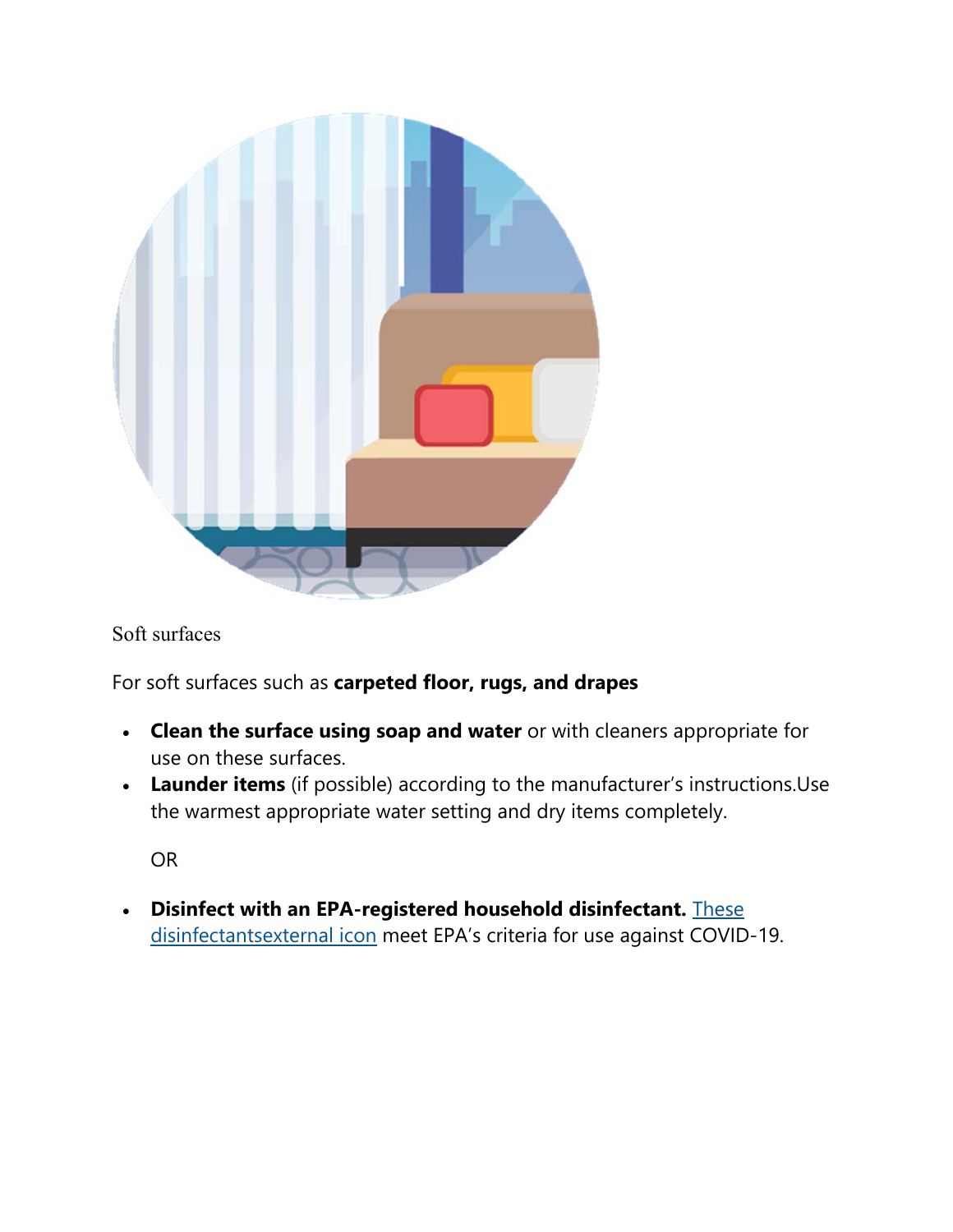Soft surfaces

For soft surfaces such as **carpeted floor, rugs, and drapes**

- **Clean the surface using soap and water** or with cleaners appropriate for use on these surfaces.
- **Launder items** (if possible) according to the manufacturer's instructions.Use the warmest appropriate water setting and dry items completely.

  OR

- **Disinfect with an EPA-registered household disinfectant.** These disinfectantsexternal icon meet EPA's criteria for use against COVID-19.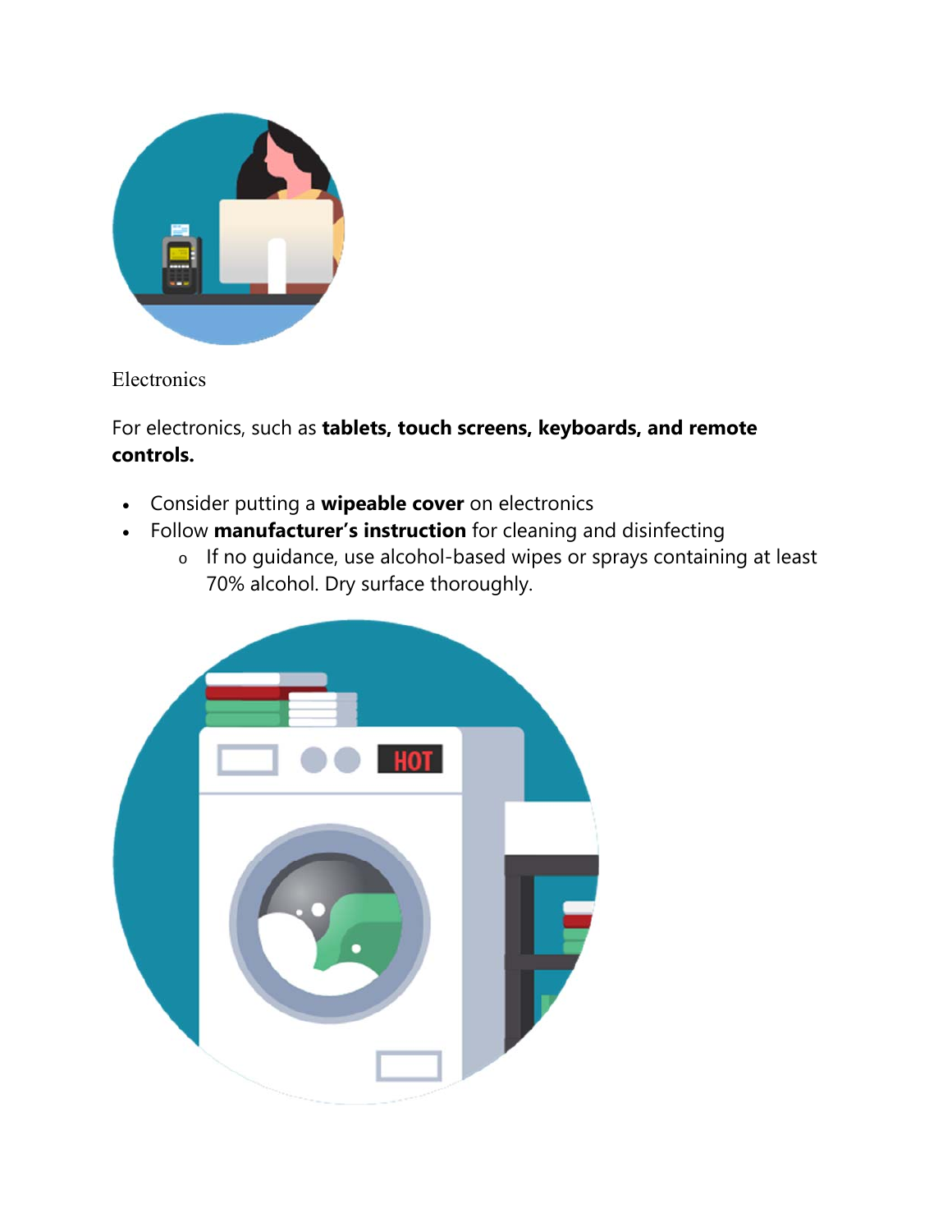Electronics

For electronics, such as **tablets, touch screens, keyboards, and remote controls.**

- Consider putting a **wipeable cover** on electronics
- Follow **manufacturer's instruction** for cleaning and disinfecting
    - If no guidance, use alcohol-based wipes or sprays containing at least 70% alcohol. Dry surface thoroughly.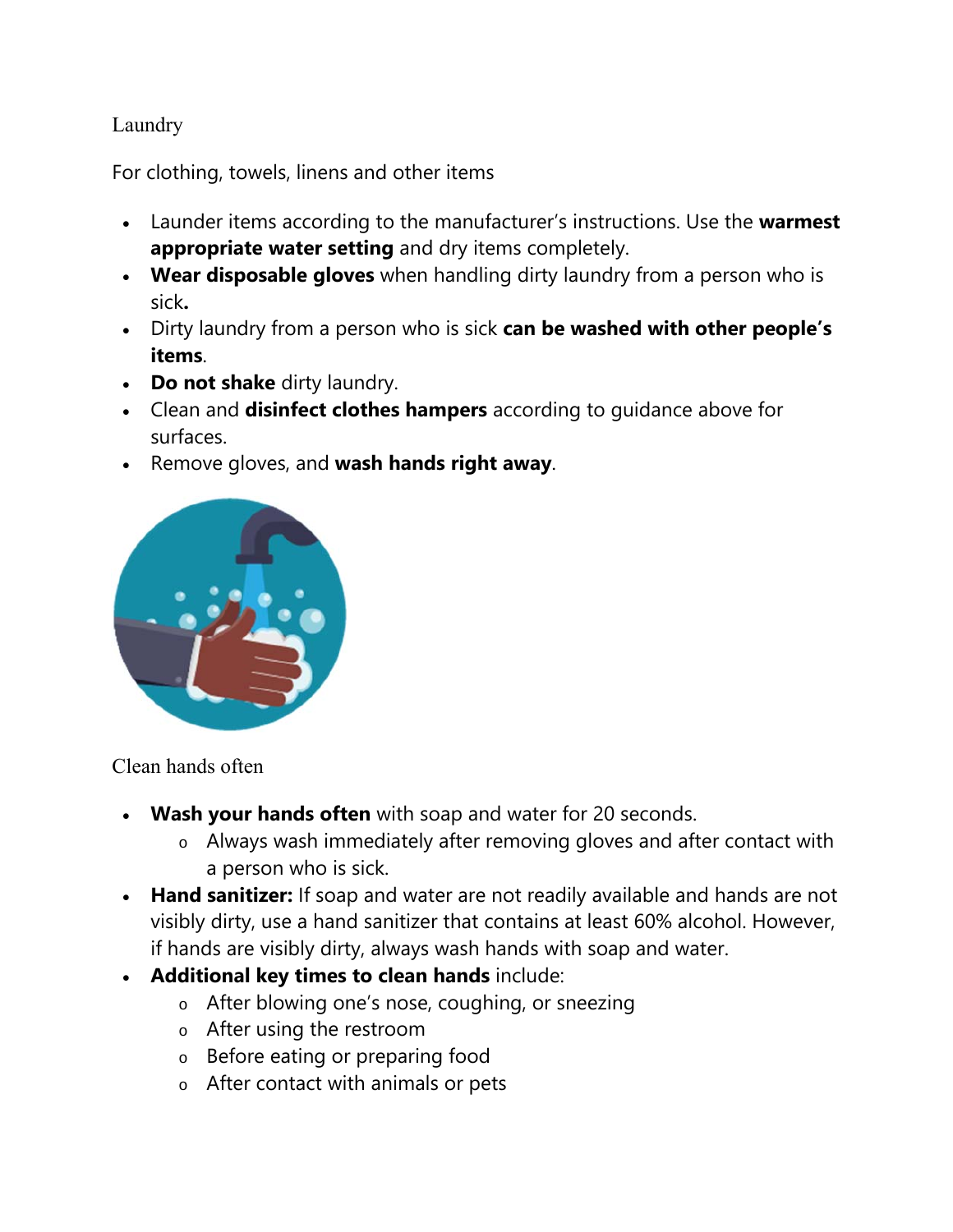## Laundry

For clothing, towels, linens and other items

- Launder items according to the manufacturer's instructions. Use the **warmest appropriate water setting** and dry items completely.
- **Wear disposable gloves** when handling dirty laundry from a person who is sick**.**
- Dirty laundry from a person who is sick **can be washed with other people's items**.
- **Do not shake** dirty laundry.
- Clean and **disinfect clothes hampers** according to guidance above for surfaces.
- Remove gloves, and **wash hands right away**.

## Clean hands often

- **Wash your hands often** with soap and water for 20 seconds.
  - Always wash immediately after removing gloves and after contact with a person who is sick.
- **Hand sanitizer:** If soap and water are not readily available and hands are not visibly dirty, use a hand sanitizer that contains at least 60% alcohol. However, if hands are visibly dirty, always wash hands with soap and water.
- **Additional key times to clean hands** include:
  - After blowing one's nose, coughing, or sneezing
  - After using the restroom
  - Before eating or preparing food
  - After contact with animals or pets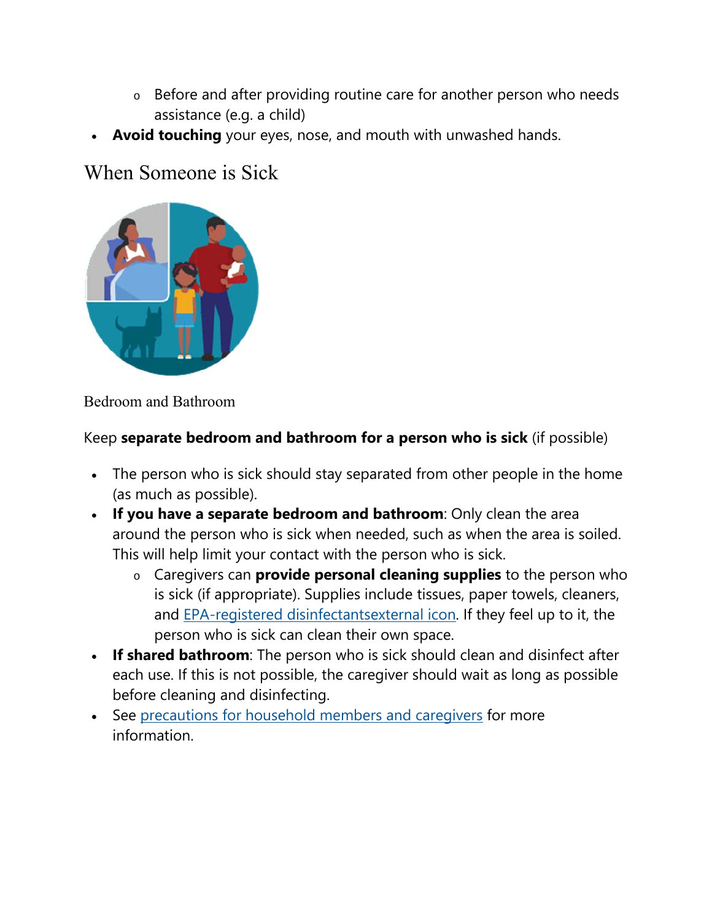- Before and after providing routine care for another person who needs assistance (e.g. a child)
- **Avoid touching** your eyes, nose, and mouth with unwashed hands.

## When Someone is Sick

Bedroom and Bathroom

Keep **separate bedroom and bathroom for a person who is sick** (if possible)

- The person who is sick should stay separated from other people in the home (as much as possible).
- **If you have a separate bedroom and bathroom**: Only clean the area around the person who is sick when needed, such as when the area is soiled. This will help limit your contact with the person who is sick.
    - Caregivers can **provide personal cleaning supplies** to the person who is sick (if appropriate). Supplies include tissues, paper towels, cleaners, and EPA-registered disinfectantsexternal icon. If they feel up to it, the person who is sick can clean their own space.
- **If shared bathroom**: The person who is sick should clean and disinfect after each use. If this is not possible, the caregiver should wait as long as possible before cleaning and disinfecting.
- See precautions for household members and caregivers for more information.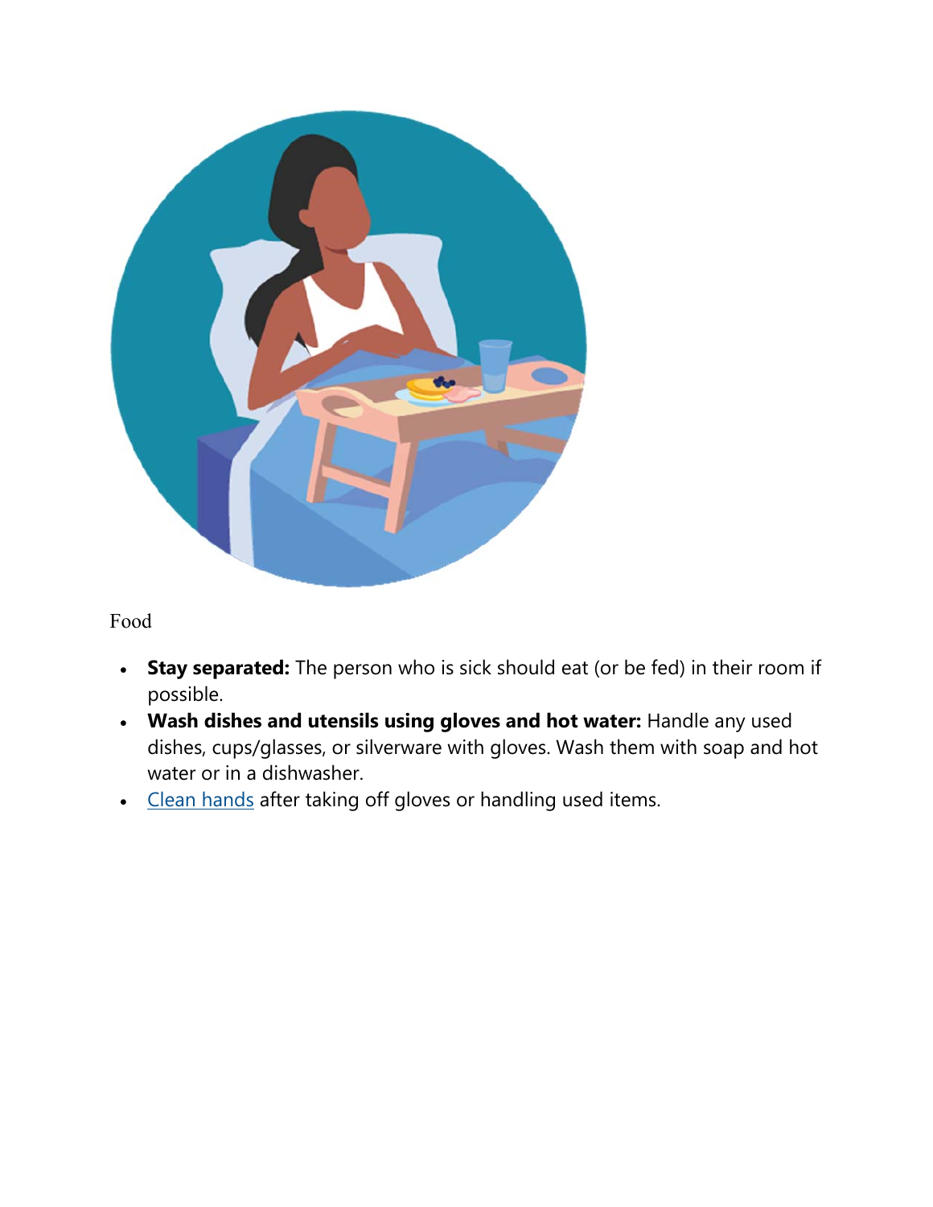Food

- **Stay separated:** The person who is sick should eat (or be fed) in their room if possible.
- **Wash dishes and utensils using gloves and hot water:** Handle any used dishes, cups/glasses, or silverware with gloves. Wash them with soap and hot water or in a dishwasher.
- Clean hands after taking off gloves or handling used items.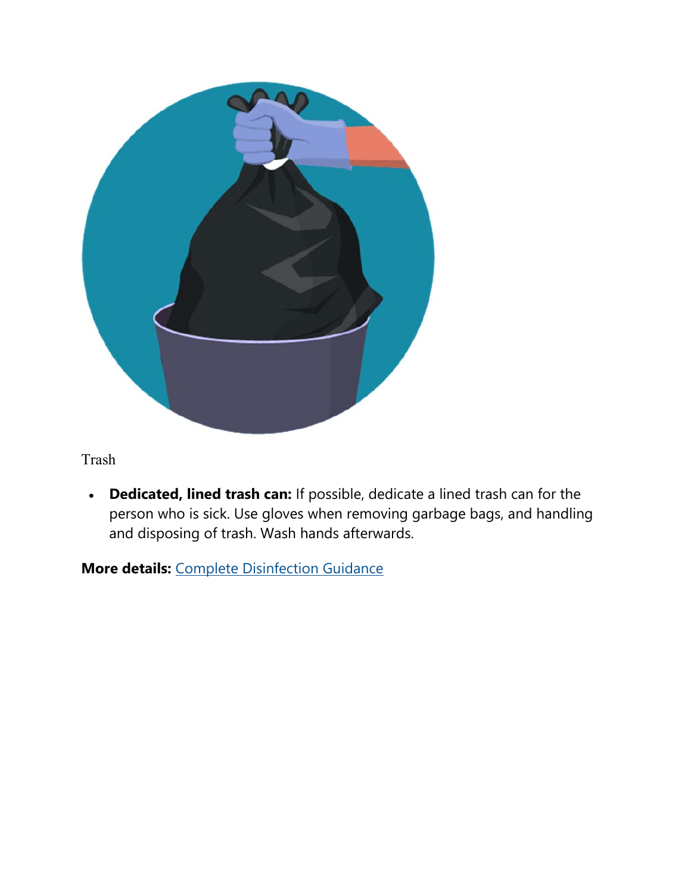Trash

- **Dedicated, lined trash can:** If possible, dedicate a lined trash can for the person who is sick. Use gloves when removing garbage bags, and handling and disposing of trash. Wash hands afterwards.

**More details:** Complete Disinfection Guidance